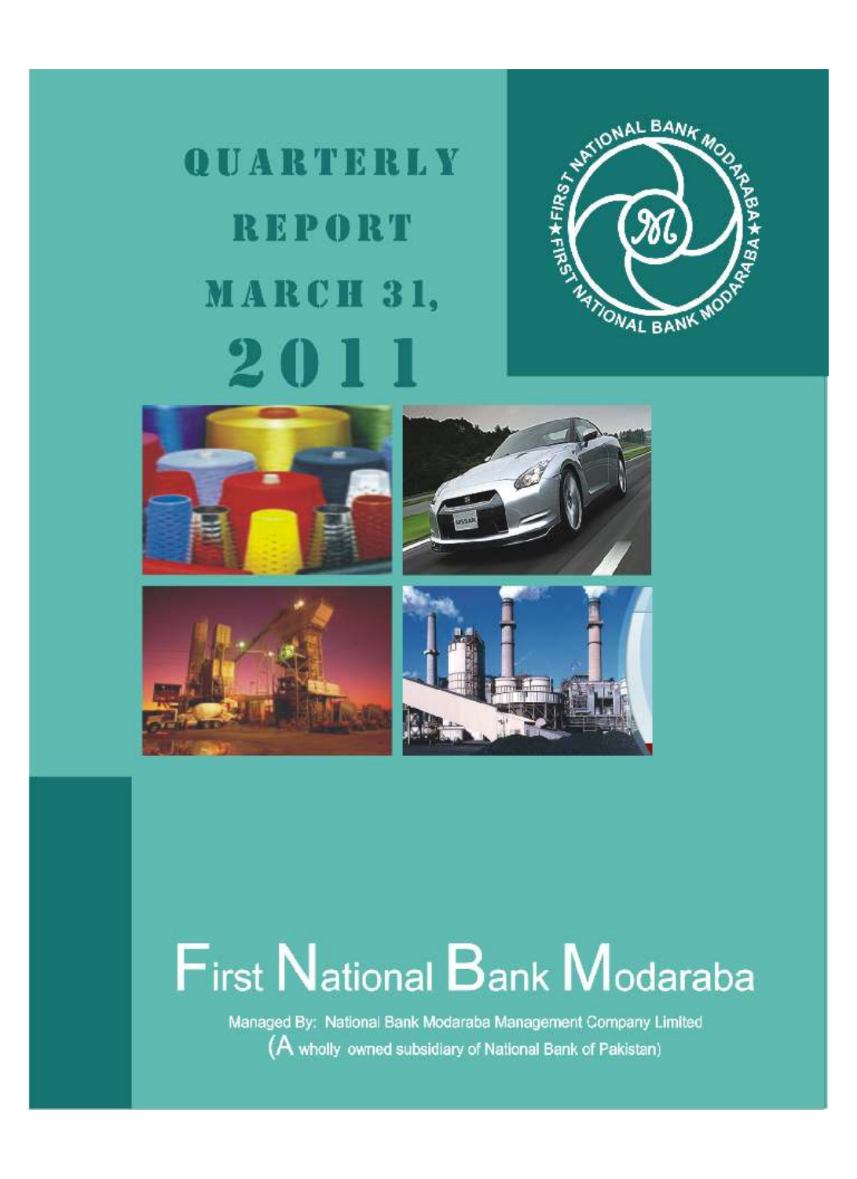# QUARTERLY REPORT MARCH 31, 2011

# First National Bank Modaraba

Managed By: National Bank Modaraba Management Company Limited

(A wholly owned subsidiary of National Bank of Pakistan)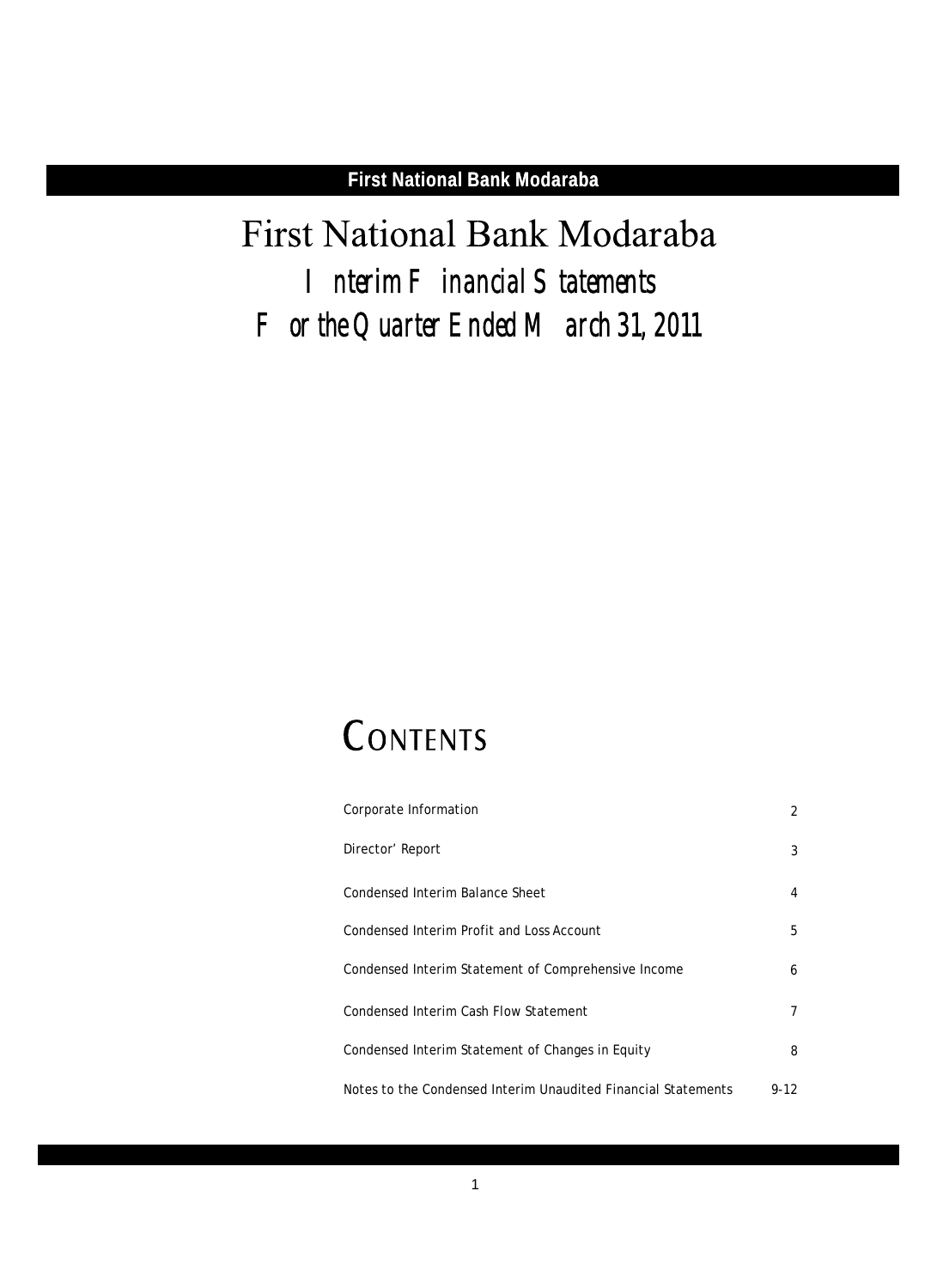# First National Bank Modaraba

## Interim Financial Statements

## For the Quarter Ended March 31, 2011

## CONTENTS

| | |
|---|---|
| Corporate Information | 2 |
| Director' Report | 3 |
| Condensed Interim Balance Sheet | 4 |
| Condensed Interim Profit and Loss Account | 5 |
| Condensed Interim Statement of Comprehensive Income | 6 |
| Condensed Interim Cash Flow Statement | 7 |
| Condensed Interim Statement of Changes in Equity | 8 |
| Notes to the Condensed Interim Unaudited Financial Statements | 9-12 |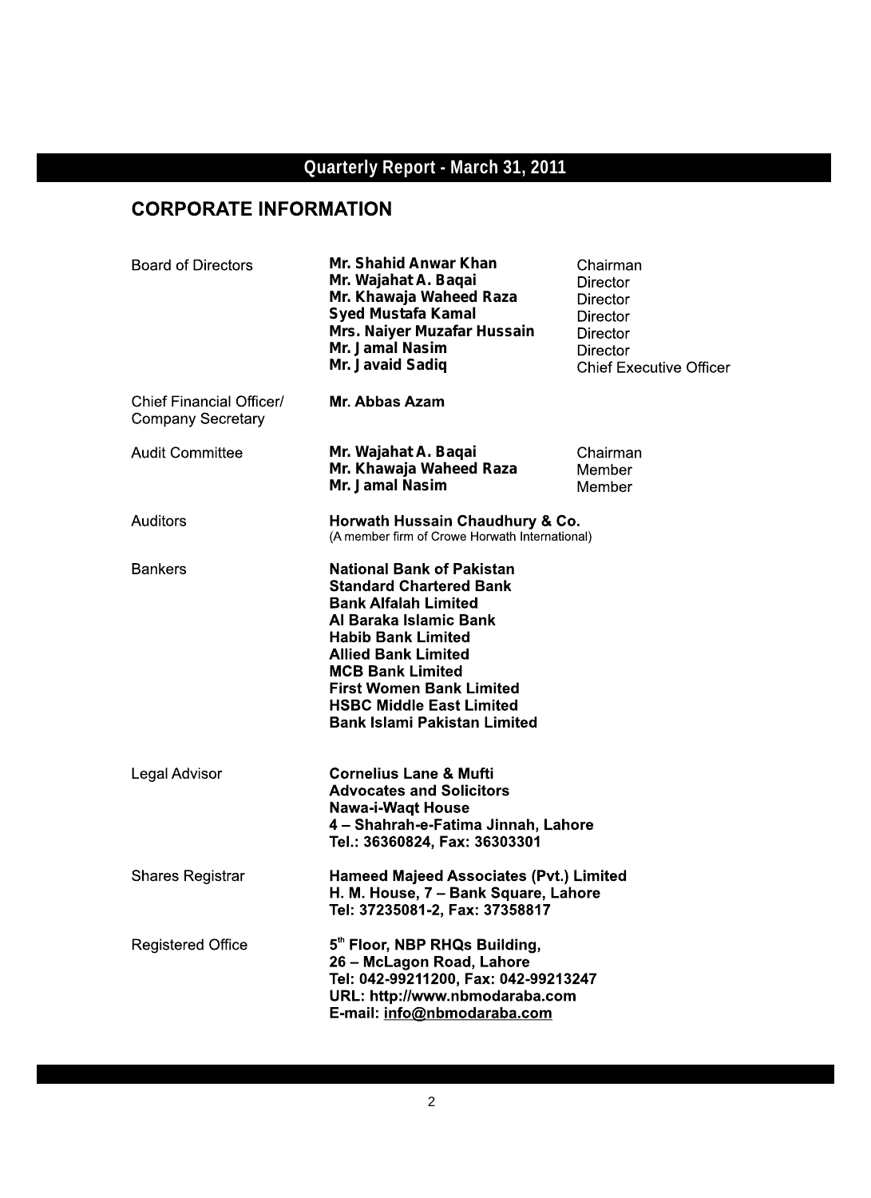## Quarterly Report - March 31, 2011

# CORPORATE INFORMATION

| | | |
|---|---|---|
| Board of Directors | **Mr. Shahid Anwar Khan** | Chairman |
| | **Mr. Wajahat A. Baqai** | Director |
| | **Mr. Khawaja Waheed Raza** | Director |
| | **Syed Mustafa Kamal** | Director |
| | **Mrs. Naiyer Muzafar Hussain** | Director |
| | **Mr. Jamal Nasim** | Director |
| | **Mr. Javaid Sadiq** | Chief Executive Officer |
| Chief Financial Officer/ Company Secretary | **Mr. Abbas Azam** | |
| Audit Committee | **Mr. Wajahat A. Baqai** | Chairman |
| | **Mr. Khawaja Waheed Raza** | Member |
| | **Mr. Jamal Nasim** | Member |

**Auditors**
**Horwath Hussain Chaudhury & Co.**
(A member firm of Crowe Horwath International)

**Bankers**
**National Bank of Pakistan**
**Standard Chartered Bank**
**Bank Alfalah Limited**
**Al Baraka Islamic Bank**
**Habib Bank Limited**
**Allied Bank Limited**
**MCB Bank Limited**
**First Women Bank Limited**
**HSBC Middle East Limited**
**Bank Islami Pakistan Limited**

**Legal Advisor**
**Cornelius Lane & Mufti**
**Advocates and Solicitors**
**Nawa-i-Waqt House**
**4 – Shahrah-e-Fatima Jinnah, Lahore**
**Tel.: 36360824, Fax: 36303301**

**Shares Registrar**
**Hameed Majeed Associates (Pvt.) Limited**
**H. M. House, 7 – Bank Square, Lahore**
**Tel: 37235081-2, Fax: 37358817**

**Registered Office**
**5th Floor, NBP RHQs Building,**
**26 – McLagon Road, Lahore**
**Tel: 042-99211200, Fax: 042-99213247**
**URL: http://www.nbmodaraba.com**
**E-mail: info@nbmodaraba.com**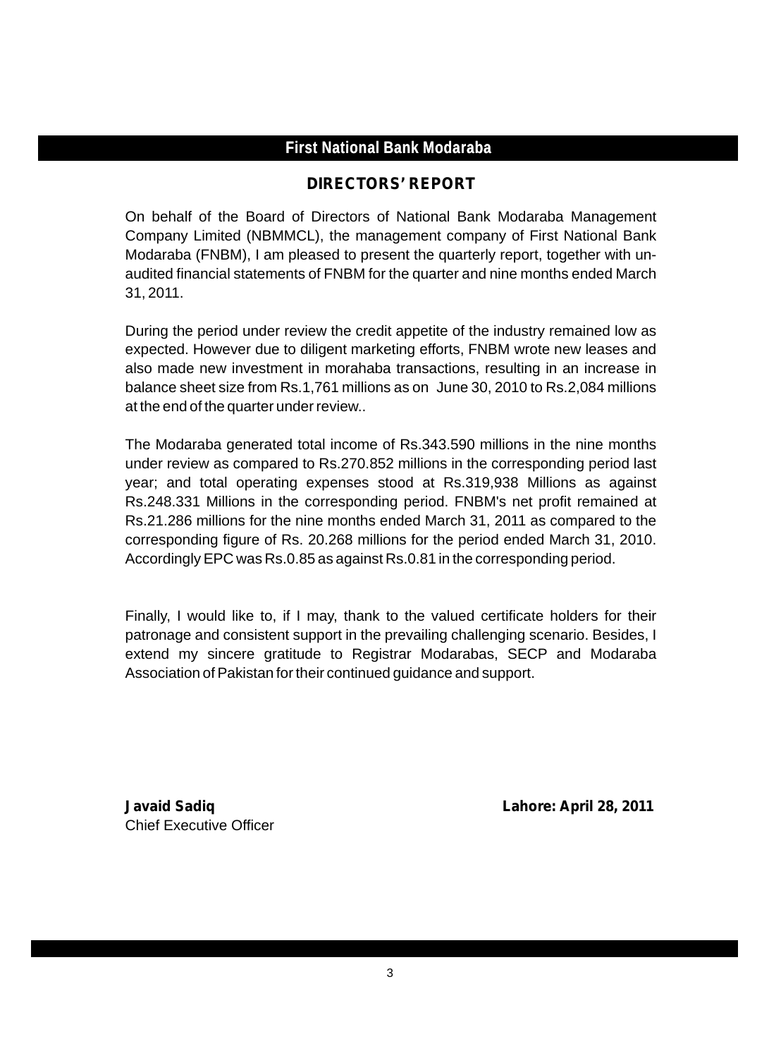# First National Bank Modaraba

## DIRECTORS' REPORT

On behalf of the Board of Directors of National Bank Modaraba Management Company Limited (NBMMCL), the management company of First National Bank Modaraba (FNBM), I am pleased to present the quarterly report, together with un-audited financial statements of FNBM for the quarter and nine months ended March 31, 2011.

During the period under review the credit appetite of the industry remained low as expected. However due to diligent marketing efforts, FNBM wrote new leases and also made new investment in morahaba transactions, resulting in an increase in balance sheet size from Rs.1,761 millions as on June 30, 2010 to Rs.2,084 millions at the end of the quarter under review..

The Modaraba generated total income of Rs.343.590 millions in the nine months under review as compared to Rs.270.852 millions in the corresponding period last year; and total operating expenses stood at Rs.319,938 Millions as against Rs.248.331 Millions in the corresponding period. FNBM's net profit remained at Rs.21.286 millions for the nine months ended March 31, 2011 as compared to the corresponding figure of Rs. 20.268 millions for the period ended March 31, 2010. Accordingly EPC was Rs.0.85 as against Rs.0.81 in the corresponding period.

Finally, I would like to, if I may, thank to the valued certificate holders for their patronage and consistent support in the prevailing challenging scenario. Besides, I extend my sincere gratitude to Registrar Modarabas, SECP and Modaraba Association of Pakistan for their continued guidance and support.

**Javaid Sadiq**
Chief Executive Officer

**Lahore: April 28, 2011**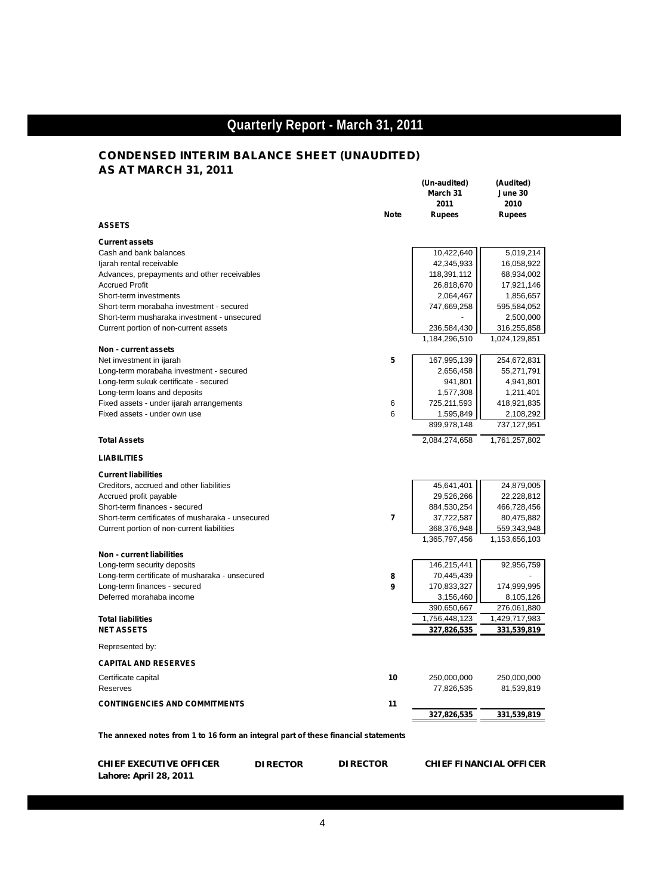# Quarterly Report - March 31, 2011

## CONDENSED INTERIM BALANCE SHEET (UNAUDITED)
## AS AT MARCH 31, 2011

| | Note | (Un-audited) March 31 2011 Rupees | (Audited) June 30 2010 Rupees |
|---|---|---|---|
| **ASSETS** | | | |
| **Current assets** | | | |
| Cash and bank balances | | 10,422,640 | 5,019,214 |
| Ijarah rental receivable | | 42,345,933 | 16,058,922 |
| Advances, prepayments and other receivables | | 118,391,112 | 68,934,002 |
| Accrued Profit | | 26,818,670 | 17,921,146 |
| Short-term investments | | 2,064,467 | 1,856,657 |
| Short-term morabaha investment - secured | | 747,669,258 | 595,584,052 |
| Short-term musharaka investment - unsecured | | - | 2,500,000 |
| Current portion of non-current assets | | 236,584,430 | 316,255,858 |
| | | 1,184,296,510 | 1,024,129,851 |
| **Non - current assets** | | | |
| Net investment in ijarah | 5 | 167,995,139 | 254,672,831 |
| Long-term morabaha investment - secured | | 2,656,458 | 55,271,791 |
| Long-term sukuk certificate - secured | | 941,801 | 4,941,801 |
| Long-term loans and deposits | | 1,577,308 | 1,211,401 |
| Fixed assets - under ijarah arrangements | 6 | 725,211,593 | 418,921,835 |
| Fixed assets - under own use | 6 | 1,595,849 | 2,108,292 |
| | | 899,978,148 | 737,127,951 |
| **Total Assets** | | 2,084,274,658 | 1,761,257,802 |
| **LIABILITIES** | | | |
| **Current liabilities** | | | |
| Creditors, accrued and other liabilities | | 45,641,401 | 24,879,005 |
| Accrued profit payable | | 29,526,266 | 22,228,812 |
| Short-term finances - secured | | 884,530,254 | 466,728,456 |
| Short-term certificates of musharaka - unsecured | 7 | 37,722,587 | 80,475,882 |
| Current portion of non-current liabilities | | 368,376,948 | 559,343,948 |
| | | 1,365,797,456 | 1,153,656,103 |
| **Non - current liabilities** | | | |
| Long-term security deposits | | 146,215,441 | 92,956,759 |
| Long-term certificate of musharaka - unsecured | 8 | 70,445,439 | - |
| Long-term finances - secured | 9 | 170,833,327 | 174,999,995 |
| Deferred morahaba income | | 3,156,460 | 8,105,126 |
| | | 390,650,667 | 276,061,880 |
| **Total liabilities** | | 1,756,448,123 | 1,429,717,983 |
| **NET ASSETS** | | **327,826,535** | **331,539,819** |
| Represented by: | | | |
| **CAPITAL AND RESERVES** | | | |
| Certificate capital | 10 | 250,000,000 | 250,000,000 |
| Reserves | | 77,826,535 | 81,539,819 |
| **CONTINGENCIES AND COMMITMENTS** | 11 | | |
| | | **327,826,535** | **331,539,819** |

**The annexed notes from 1 to 16 form an integral part of these financial statements**

**CHIEF EXECUTIVE OFFICER** &nbsp;&nbsp; **DIRECTOR** &nbsp;&nbsp; **DIRECTOR** &nbsp;&nbsp; **CHIEF FINANCIAL OFFICER**

**Lahore: April 28, 2011**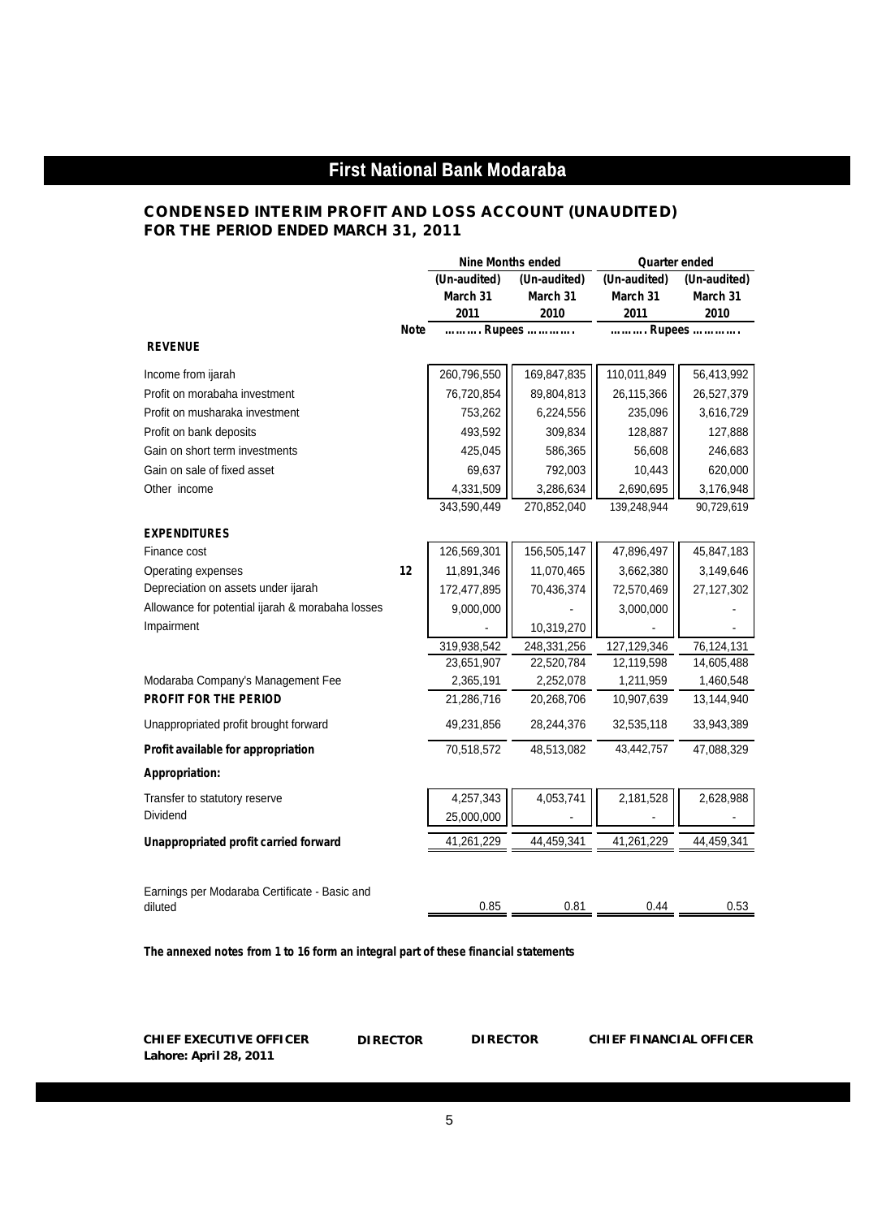# First National Bank Modaraba

## CONDENSED INTERIM PROFIT AND LOSS ACCOUNT (UNAUDITED)
## FOR THE PERIOD ENDED MARCH 31, 2011

| | Note | Nine Months ended | | Quarter ended | |
|---|---|---|---|---|---|
| | | (Un-audited) March 31 2011 | (Un-audited) March 31 2010 | (Un-audited) March 31 2011 | (Un-audited) March 31 2010 |
| | | ………. Rupees …………. | | ………. Rupees …………. | |
| **REVENUE** | | | | | |
| Income from ijarah | | 260,796,550 | 169,847,835 | 110,011,849 | 56,413,992 |
| Profit on morabaha investment | | 76,720,854 | 89,804,813 | 26,115,366 | 26,527,379 |
| Profit on musharaka investment | | 753,262 | 6,224,556 | 235,096 | 3,616,729 |
| Profit on bank deposits | | 493,592 | 309,834 | 128,887 | 127,888 |
| Gain on short term investments | | 425,045 | 586,365 | 56,608 | 246,683 |
| Gain on sale of fixed asset | | 69,637 | 792,003 | 10,443 | 620,000 |
| Other income | | 4,331,509 | 3,286,634 | 2,690,695 | 3,176,948 |
| | | 343,590,449 | 270,852,040 | 139,248,944 | 90,729,619 |
| **EXPENDITURES** | | | | | |
| Finance cost | | 126,569,301 | 156,505,147 | 47,896,497 | 45,847,183 |
| Operating expenses | 12 | 11,891,346 | 11,070,465 | 3,662,380 | 3,149,646 |
| Depreciation on assets under ijarah | | 172,477,895 | 70,436,374 | 72,570,469 | 27,127,302 |
| Allowance for potential ijarah & morabaha losses | | 9,000,000 | - | 3,000,000 | - |
| Impairment | | - | 10,319,270 | - | - |
| | | 319,938,542 | 248,331,256 | 127,129,346 | 76,124,131 |
| | | 23,651,907 | 22,520,784 | 12,119,598 | 14,605,488 |
| Modaraba Company's Management Fee | | 2,365,191 | 2,252,078 | 1,211,959 | 1,460,548 |
| **PROFIT FOR THE PERIOD** | | 21,286,716 | 20,268,706 | 10,907,639 | 13,144,940 |
| Unappropriated profit brought forward | | 49,231,856 | 28,244,376 | 32,535,118 | 33,943,389 |
| **Profit available for appropriation** | | 70,518,572 | 48,513,082 | 43,442,757 | 47,088,329 |
| **Appropriation:** | | | | | |
| Transfer to statutory reserve | | 4,257,343 | 4,053,741 | 2,181,528 | 2,628,988 |
| Dividend | | 25,000,000 | - | - | - |
| **Unappropriated profit carried forward** | | 41,261,229 | 44,459,341 | 41,261,229 | 44,459,341 |
| Earnings per Modaraba Certificate - Basic and diluted | | 0.85 | 0.81 | 0.44 | 0.53 |

**The annexed notes from 1 to 16 form an integral part of these financial statements**

**CHIEF EXECUTIVE OFFICER** **DIRECTOR** **DIRECTOR** **CHIEF FINANCIAL OFFICER**

**Lahore: April 28, 2011**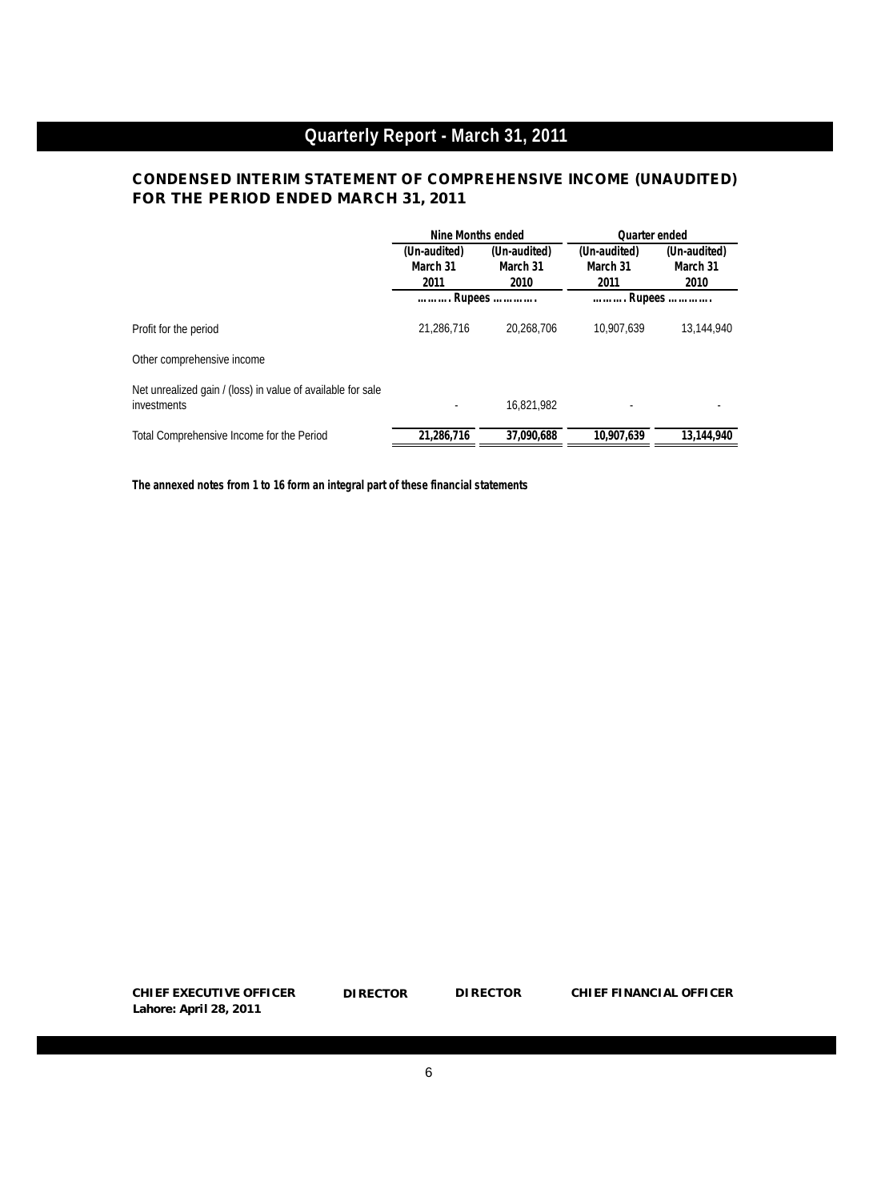## CONDENSED INTERIM STATEMENT OF COMPREHENSIVE INCOME (UNAUDITED) FOR THE PERIOD ENDED MARCH 31, 2011

| | Nine Months ended | | Quarter ended | |
|---|---|---|---|---|
| | (Un-audited) March 31 2011 | (Un-audited) March 31 2010 | (Un-audited) March 31 2011 | (Un-audited) March 31 2010 |
| | ………. Rupees …………. | | ………. Rupees …………. | |
| Profit for the period | 21,286,716 | 20,268,706 | 10,907,639 | 13,144,940 |
| Other comprehensive income | | | | |
| Net unrealized gain / (loss) in value of available for sale investments | - | 16,821,982 | - | - |
| Total Comprehensive Income for the Period | **21,286,716** | **37,090,688** | **10,907,639** | **13,144,940** |

**The annexed notes from 1 to 16 form an integral part of these financial statements**

**CHIEF EXECUTIVE OFFICER** **DIRECTOR** **DIRECTOR** **CHIEF FINANCIAL OFFICER**

**Lahore: April 28, 2011**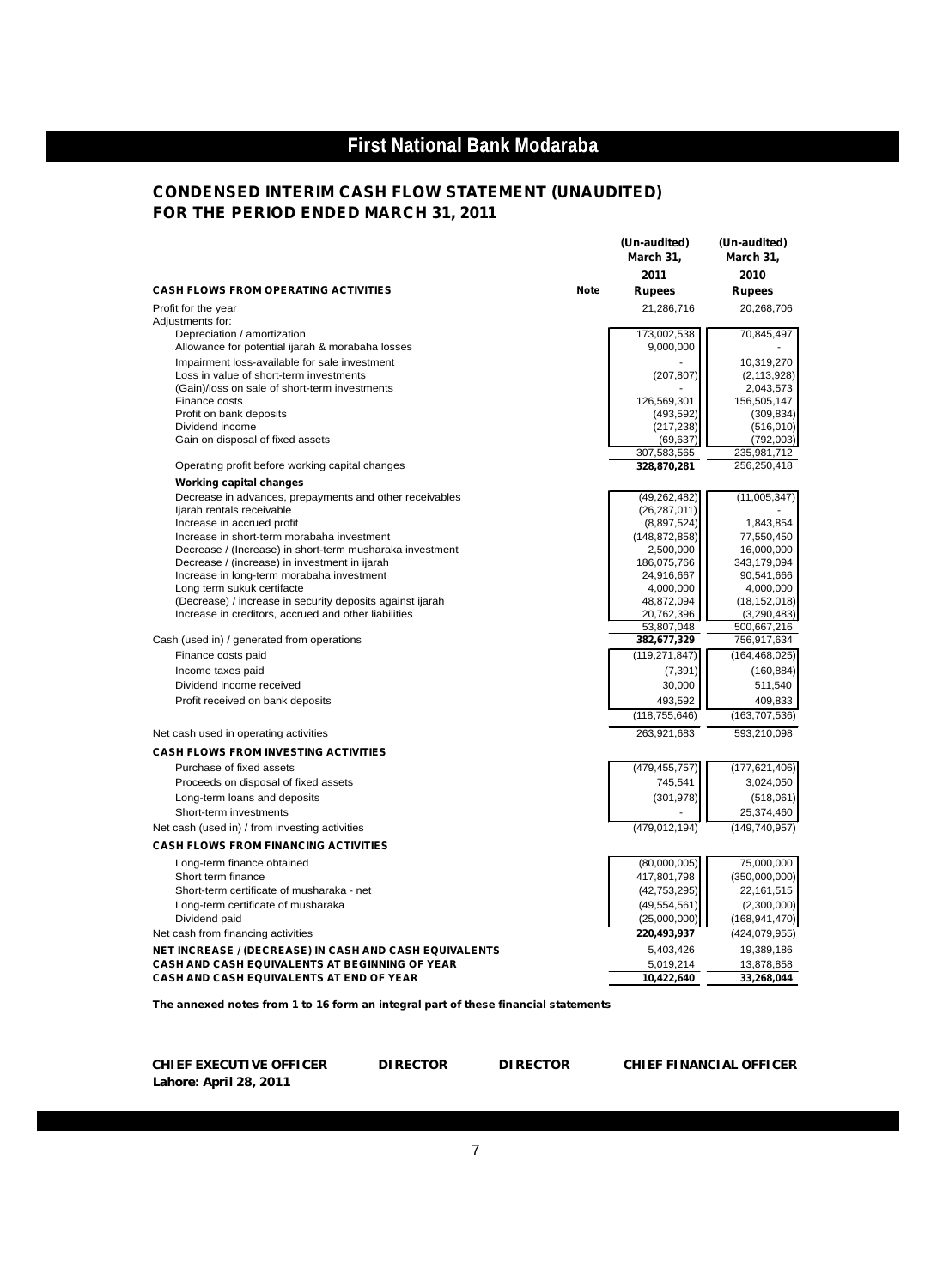# First National Bank Modaraba

## CONDENSED INTERIM CASH FLOW STATEMENT (UNAUDITED)
## FOR THE PERIOD ENDED MARCH 31, 2011

| | Note | (Un-audited) March 31, 2011 Rupees | (Un-audited) March 31, 2010 Rupees |
|---|---|---|---|
| **CASH FLOWS FROM OPERATING ACTIVITIES** | | | |
| Profit for the year | | 21,286,716 | 20,268,706 |
| Adjustments for: | | | |
| Depreciation / amortization | | 173,002,538 | 70,845,497 |
| Allowance for potential ijarah & morabaha losses | | 9,000,000 | - |
| Impairment loss-available for sale investment | | - | 10,319,270 |
| Loss in value of short-term investments | | (207,807) | (2,113,928) |
| (Gain)/loss on sale of short-term investments | | - | 2,043,573 |
| Finance costs | | 126,569,301 | 156,505,147 |
| Profit on bank deposits | | (493,592) | (309,834) |
| Dividend income | | (217,238) | (516,010) |
| Gain on disposal of fixed assets | | (69,637) | (792,003) |
| | | 307,583,565 | 235,981,712 |
| Operating profit before working capital changes | | **328,870,281** | 256,250,418 |
| **Working capital changes** | | | |
| Decrease in advances, prepayments and other receivables | | (49,262,482) | (11,005,347) |
| Ijarah rentals receivable | | (26,287,011) | - |
| Increase in accrued profit | | (8,897,524) | 1,843,854 |
| Increase in short-term morabaha investment | | (148,872,858) | 77,550,450 |
| Decrease / (Increase) in short-term musharaka investment | | 2,500,000 | 16,000,000 |
| Decrease / (increase) in investment in ijarah | | 186,075,766 | 343,179,094 |
| Increase in long-term morabaha investment | | 24,916,667 | 90,541,666 |
| Long term sukuk certifacte | | 4,000,000 | 4,000,000 |
| (Decrease) / increase in security deposits against ijarah | | 48,872,094 | (18,152,018) |
| Increase in creditors, accrued and other liabilities | | 20,762,396 | (3,290,483) |
| | | 53,807,048 | 500,667,216 |
| Cash (used in) / generated from operations | | **382,677,329** | 756,917,634 |
| Finance costs paid | | (119,271,847) | (164,468,025) |
| Income taxes paid | | (7,391) | (160,884) |
| Dividend income received | | 30,000 | 511,540 |
| Profit received on bank deposits | | 493,592 | 409,833 |
| | | (118,755,646) | (163,707,536) |
| Net cash used in operating activities | | 263,921,683 | 593,210,098 |
| **CASH FLOWS FROM INVESTING ACTIVITIES** | | | |
| Purchase of fixed assets | | (479,455,757) | (177,621,406) |
| Proceeds on disposal of fixed assets | | 745,541 | 3,024,050 |
| Long-term loans and deposits | | (301,978) | (518,061) |
| Short-term investments | | - | 25,374,460 |
| Net cash (used in) / from investing activities | | (479,012,194) | (149,740,957) |
| **CASH FLOWS FROM FINANCING ACTIVITIES** | | | |
| Long-term finance obtained | | (80,000,005) | 75,000,000 |
| Short term finance | | 417,801,798 | (350,000,000) |
| Short-term certificate of musharaka - net | | (42,753,295) | 22,161,515 |
| Long-term certificate of musharaka | | (49,554,561) | (2,300,000) |
| Dividend paid | | (25,000,000) | (168,941,470) |
| Net cash from financing activities | | **220,493,937** | (424,079,955) |
| **NET INCREASE / (DECREASE) IN CASH AND CASH EQUIVALENTS** | | 5,403,426 | 19,389,186 |
| **CASH AND CASH EQUIVALENTS AT BEGINNING OF YEAR** | | 5,019,214 | 13,878,858 |
| **CASH AND CASH EQUIVALENTS AT END OF YEAR** | | **10,422,640** | **33,268,044** |

**The annexed notes from 1 to 16 form an integral part of these financial statements**

**CHIEF EXECUTIVE OFFICER** &nbsp;&nbsp; **DIRECTOR** &nbsp;&nbsp; **DIRECTOR** &nbsp;&nbsp; **CHIEF FINANCIAL OFFICER**

**Lahore: April 28, 2011**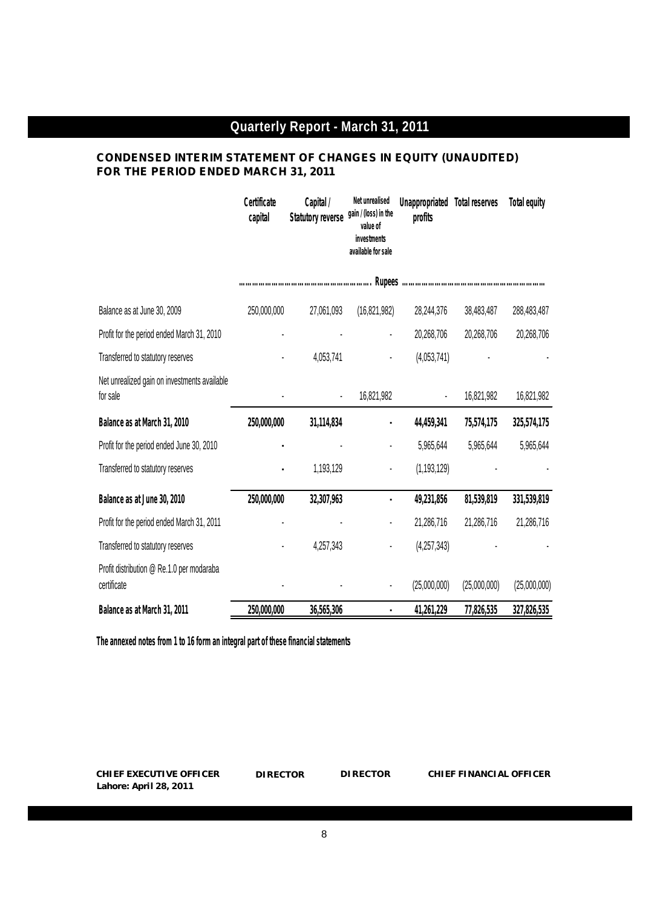## Quarterly Report - March 31, 2011

### CONDENSED INTERIM STATEMENT OF CHANGES IN EQUITY (UNAUDITED) FOR THE PERIOD ENDED MARCH 31, 2011

| | Certificate capital | Capital / Statutory reverse | Net unrealised gain / (loss) in the value of investments available for sale | Unappropriated profits | Total reserves | Total equity |
|---|---|---|---|---|---|---|
| | ……………………………………………… Rupees …………………………………………………… | | | | | |
| Balance as at June 30, 2009 | 250,000,000 | 27,061,093 | (16,821,982) | 28,244,376 | 38,483,487 | 288,483,487 |
| Profit for the period ended March 31, 2010 | - | - | - | 20,268,706 | 20,268,706 | 20,268,706 |
| Transferred to statutory reserves | - | 4,053,741 | - | (4,053,741) | - | - |
| Net unrealized gain on investments available for sale | - | - | 16,821,982 | - | 16,821,982 | 16,821,982 |
| **Balance as at March 31, 2010** | **250,000,000** | **31,114,834** | **-** | **44,459,341** | **75,574,175** | **325,574,175** |
| Profit for the period ended June 30, 2010 | - | - | - | 5,965,644 | 5,965,644 | 5,965,644 |
| Transferred to statutory reserves | - | 1,193,129 | - | (1,193,129) | - | - |
| **Balance as at June 30, 2010** | **250,000,000** | **32,307,963** | **-** | **49,231,856** | **81,539,819** | **331,539,819** |
| Profit for the period ended March 31, 2011 | - | - | - | 21,286,716 | 21,286,716 | 21,286,716 |
| Transferred to statutory reserves | - | 4,257,343 | - | (4,257,343) | - | - |
| Profit distribution @ Re.1.0 per modaraba certificate | - | - | - | (25,000,000) | (25,000,000) | (25,000,000) |
| **Balance as at March 31, 2011** | **250,000,000** | **36,565,306** | **-** | **41,261,229** | **77,826,535** | **327,826,535** |

**The annexed notes from 1 to 16 form an integral part of these financial statements**

**CHIEF EXECUTIVE OFFICER** **DIRECTOR** **DIRECTOR** **CHIEF FINANCIAL OFFICER**

**Lahore: April 28, 2011**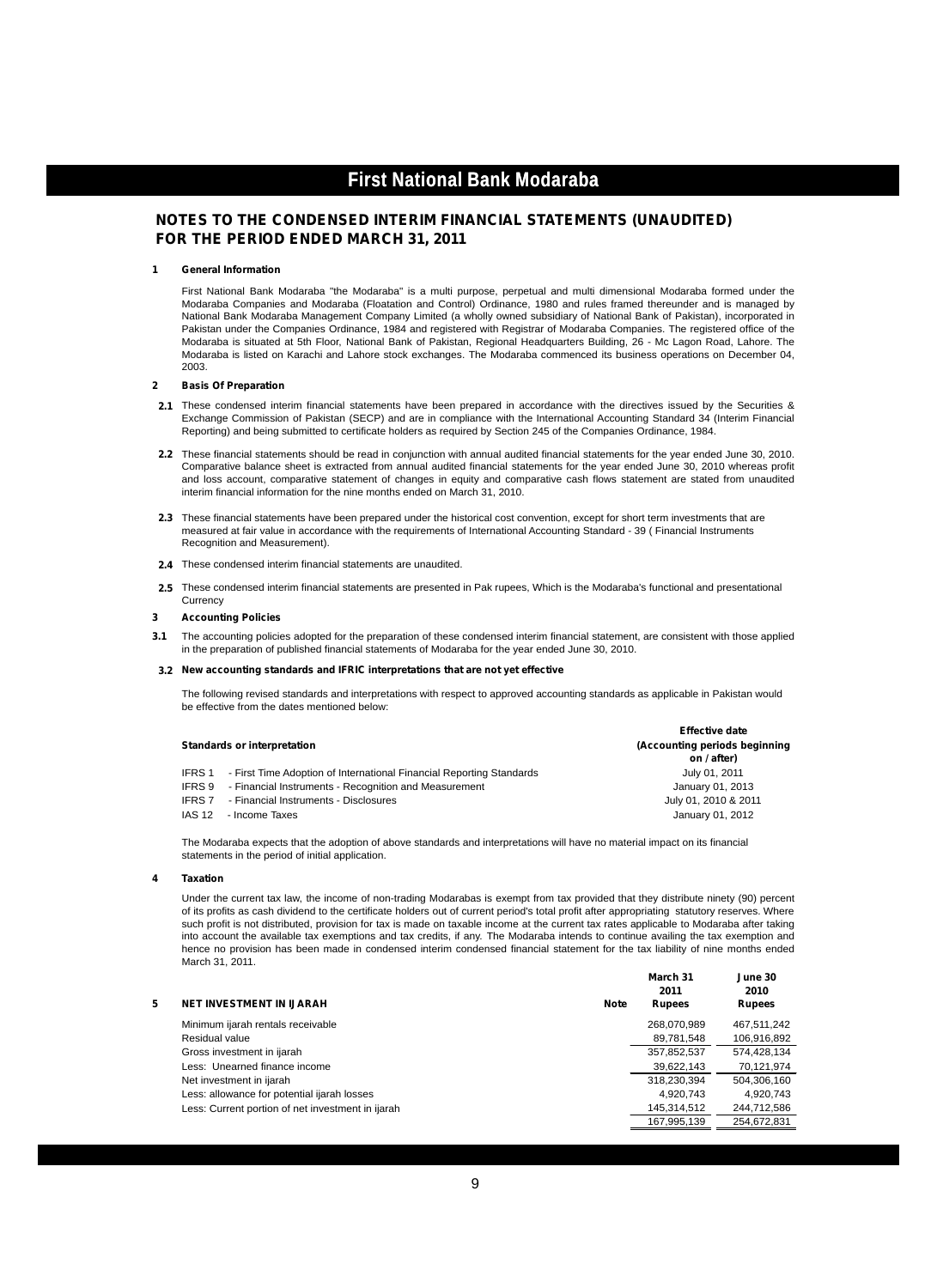# First National Bank Modaraba

## NOTES TO THE CONDENSED INTERIM FINANCIAL STATEMENTS (UNAUDITED) FOR THE PERIOD ENDED MARCH 31, 2011

### 1 General Information

First National Bank Modaraba "the Modaraba" is a multi purpose, perpetual and multi dimensional Modaraba formed under the Modaraba Companies and Modaraba (Floatation and Control) Ordinance, 1980 and rules framed thereunder and is managed by National Bank Modaraba Management Company Limited (a wholly owned subsidiary of National Bank of Pakistan), incorporated in Pakistan under the Companies Ordinance, 1984 and registered with Registrar of Modaraba Companies. The registered office of the Modaraba is situated at 5th Floor, National Bank of Pakistan, Regional Headquarters Building, 26 - Mc Lagon Road, Lahore. The Modaraba is listed on Karachi and Lahore stock exchanges. The Modaraba commenced its business operations on December 04, 2003.

### 2 Basis Of Preparation

**2.1** These condensed interim financial statements have been prepared in accordance with the directives issued by the Securities & Exchange Commission of Pakistan (SECP) and are in compliance with the International Accounting Standard 34 (Interim Financial Reporting) and being submitted to certificate holders as required by Section 245 of the Companies Ordinance, 1984.

**2.2** These financial statements should be read in conjunction with annual audited financial statements for the year ended June 30, 2010. Comparative balance sheet is extracted from annual audited financial statements for the year ended June 30, 2010 whereas profit and loss account, comparative statement of changes in equity and comparative cash flows statement are stated from unaudited interim financial information for the nine months ended on March 31, 2010.

**2.3** These financial statements have been prepared under the historical cost convention, except for short term investments that are measured at fair value in accordance with the requirements of International Accounting Standard - 39 ( Financial Instruments Recognition and Measurement).

**2.4** These condensed interim financial statements are unaudited.

**2.5** These condensed interim financial statements are presented in Pak rupees, Which is the Modaraba's functional and presentational Currency

### 3 Accounting Policies

**3.1** The accounting policies adopted for the preparation of these condensed interim financial statement, are consistent with those applied in the preparation of published financial statements of Modaraba for the year ended June 30, 2010.

**3.2 New accounting standards and IFRIC interpretations that are not yet effective**

The following revised standards and interpretations with respect to approved accounting standards as applicable in Pakistan would be effective from the dates mentioned below:

| Standards or interpretation | | Effective date (Accounting periods beginning on / after) |
|---|---|---|
| IFRS 1 | - First Time Adoption of International Financial Reporting Standards | July 01, 2011 |
| IFRS 9 | - Financial Instruments - Recognition and Measurement | January 01, 2013 |
| IFRS 7 | - Financial Instruments - Disclosures | July 01, 2010 & 2011 |
| IAS 12 | - Income Taxes | January 01, 2012 |

The Modaraba expects that the adoption of above standards and interpretations will have no material impact on its financial statements in the period of initial application.

### 4 Taxation

Under the current tax law, the income of non-trading Modarabas is exempt from tax provided that they distribute ninety (90) percent of its profits as cash dividend to the certificate holders out of current period's total profit after appropriating statutory reserves. Where such profit is not distributed, provision for tax is made on taxable income at the current tax rates applicable to Modaraba after taking into account the available tax exemptions and tax credits, if any. The Modaraba intends to continue availing the tax exemption and hence no provision has been made in condensed interim condensed financial statement for the tax liability of nine months ended March 31, 2011.

### 5 NET INVESTMENT IN IJARAH

| | Note | March 31 2011 Rupees | June 30 2010 Rupees |
|---|---|---|---|
| Minimum ijarah rentals receivable | | 268,070,989 | 467,511,242 |
| Residual value | | 89,781,548 | 106,916,892 |
| Gross investment in ijarah | | 357,852,537 | 574,428,134 |
| Less: Unearned finance income | | 39,622,143 | 70,121,974 |
| Net investment in ijarah | | 318,230,394 | 504,306,160 |
| Less: allowance for potential ijarah losses | | 4,920,743 | 4,920,743 |
| Less: Current portion of net investment in ijarah | | 145,314,512 | 244,712,586 |
| | | 167,995,139 | 254,672,831 |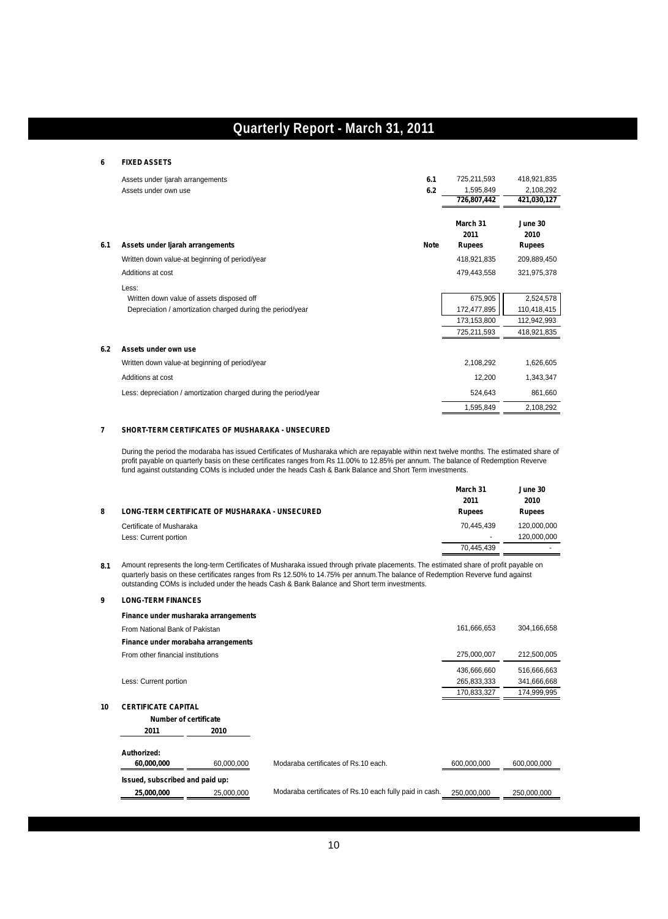## 6 FIXED ASSETS

| | Note | | |
|---|---|---|---|
| Assets under Ijarah arrangements | 6.1 | 725,211,593 | 418,921,835 |
| Assets under own use | 6.2 | 1,595,849 | 2,108,292 |
| | | 726,807,442 | 421,030,127 |

| | Note | March 31 2011 Rupees | June 30 2010 Rupees |
|---|---|---|---|
| **6.1 Assets under Ijarah arrangements** | | | |
| Written down value-at beginning of period/year | | 418,921,835 | 209,889,450 |
| Additions at cost | | 479,443,558 | 321,975,378 |
| Less: | | | |
| Written down value of assets disposed off | | 675,905 | 2,524,578 |
| Depreciation / amortization charged during the period/year | | 172,477,895 | 110,418,415 |
| | | 173,153,800 | 112,942,993 |
| | | 725,211,593 | 418,921,835 |
| **6.2 Assets under own use** | | | |
| Written down value-at beginning of period/year | | 2,108,292 | 1,626,605 |
| Additions at cost | | 12,200 | 1,343,347 |
| Less: depreciation / amortization charged during the period/year | | 524,643 | 861,660 |
| | | 1,595,849 | 2,108,292 |

## 7 SHORT-TERM CERTIFICATES OF MUSHARAKA - UNSECURED

During the period the modaraba has issued Certificates of Musharaka which are repayable within next twelve months. The estimated share of profit payable on quarterly basis on these certificates ranges from Rs 11.00% to 12.85% per annum. The balance of Redemption Reverve fund against outstanding COMs is included under the heads Cash & Bank Balance and Short Term investments.

| 8 LONG-TERM CERTIFICATE OF MUSHARAKA - UNSECURED | March 31 2011 Rupees | June 30 2010 Rupees |
|---|---|---|
| Certificate of Musharaka | 70,445,439 | 120,000,000 |
| Less: Current portion | - | 120,000,000 |
| | 70,445,439 | - |

**8.1** Amount represents the long-term Certificates of Musharaka issued through private placements. The estimated share of profit payable on quarterly basis on these certificates ranges from Rs 12.50% to 14.75% per annum.The balance of Redemption Reverve fund against outstanding COMs is included under the heads Cash & Bank Balance and Short term investments.

## 9 LONG-TERM FINANCES

| | | |
|---|---|---|
| ***Finance under musharaka arrangements*** | | |
| From National Bank of Pakistan | 161,666,653 | 304,166,658 |
| ***Finance under morabaha arrangements*** | | |
| From other financial institutions | 275,000,007 | 212,500,005 |
| | 436,666,660 | 516,666,663 |
| Less: Current portion | 265,833,333 | 341,666,668 |
| | 170,833,327 | 174,999,995 |

## 10 CERTIFICATE CAPITAL

| Number of certificate 2011 | 2010 | | | |
|---|---|---|---|---|
| **Authorized:** | | | | |
| **60,000,000** | 60,000,000 | Modaraba certificates of Rs.10 each. | 600,000,000 | 600,000,000 |
| **Issued, subscribed and paid up:** | | | | |
| **25,000,000** | 25,000,000 | Modaraba certificates of Rs.10 each fully paid in cash. | 250,000,000 | 250,000,000 |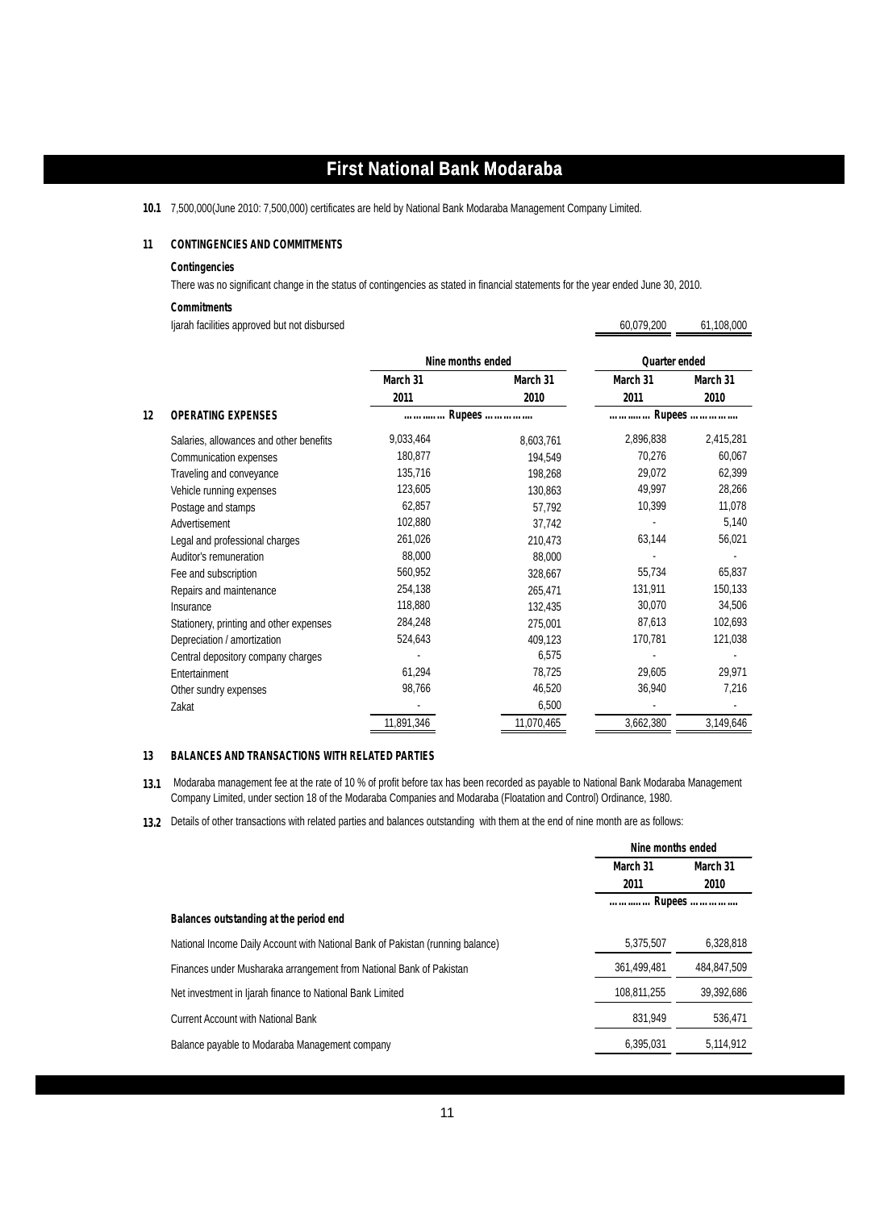# First National Bank Modaraba

**10.1** 7,500,000(June 2010: 7,500,000) certificates are held by National Bank Modaraba Management Company Limited.

**11 CONTINGENCIES AND COMMITMENTS**

**Contingencies**

There was no significant change in the status of contingencies as stated in financial statements for the year ended June 30, 2010.

**Commitments**

| | | |
|---|---|---|
| Ijarah facilities approved but not disbursed | 60,079,200 | 61,108,000 |

**12 OPERATING EXPENSES**

| | Nine months ended | | Quarter ended | |
|---|---|---|---|---|
| | March 31 2011 | March 31 2010 | March 31 2011 | March 31 2010 |
| | ………… Rupees …………… | | ………… Rupees …………… | |
| Salaries, allowances and other benefits | 9,033,464 | 8,603,761 | 2,896,838 | 2,415,281 |
| Communication expenses | 180,877 | 194,549 | 70,276 | 60,067 |
| Traveling and conveyance | 135,716 | 198,268 | 29,072 | 62,399 |
| Vehicle running expenses | 123,605 | 130,863 | 49,997 | 28,266 |
| Postage and stamps | 62,857 | 57,792 | 10,399 | 11,078 |
| Advertisement | 102,880 | 37,742 | - | 5,140 |
| Legal and professional charges | 261,026 | 210,473 | 63,144 | 56,021 |
| Auditor's remuneration | 88,000 | 88,000 | - | - |
| Fee and subscription | 560,952 | 328,667 | 55,734 | 65,837 |
| Repairs and maintenance | 254,138 | 265,471 | 131,911 | 150,133 |
| Insurance | 118,880 | 132,435 | 30,070 | 34,506 |
| Stationery, printing and other expenses | 284,248 | 275,001 | 87,613 | 102,693 |
| Depreciation / amortization | 524,643 | 409,123 | 170,781 | 121,038 |
| Central depository company charges | - | 6,575 | - | - |
| Entertainment | 61,294 | 78,725 | 29,605 | 29,971 |
| Other sundry expenses | 98,766 | 46,520 | 36,940 | 7,216 |
| Zakat | - | 6,500 | - | - |
| | 11,891,346 | 11,070,465 | 3,662,380 | 3,149,646 |

**13 BALANCES AND TRANSACTIONS WITH RELATED PARTIES**

**13.1** Modaraba management fee at the rate of 10 % of profit before tax has been recorded as payable to National Bank Modaraba Management Company Limited, under section 18 of the Modaraba Companies and Modaraba (Floatation and Control) Ordinance, 1980.

**13.2** Details of other transactions with related parties and balances outstanding with them at the end of nine month are as follows:

| | Nine months ended | |
|---|---|---|
| | March 31 2011 | March 31 2010 |
| | ………… Rupees …………… | |
| **Balances outstanding at the period end** | | |
| National Income Daily Account with National Bank of Pakistan (running balance) | 5,375,507 | 6,328,818 |
| Finances under Musharaka arrangement from National Bank of Pakistan | 361,499,481 | 484,847,509 |
| Net investment in Ijarah finance to National Bank Limited | 108,811,255 | 39,392,686 |
| Current Account with National Bank | 831,949 | 536,471 |
| Balance payable to Modaraba Management company | 6,395,031 | 5,114,912 |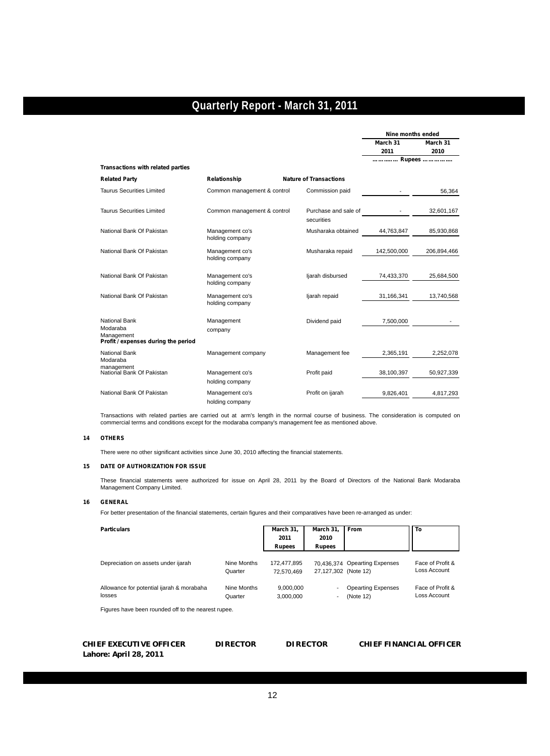| Related Party | Relationship | Nature of Transactions | Nine months ended March 31 2011 | Nine months ended March 31 2010 |
|---|---|---|---|---|
| | | | ……….…. Rupees ………….…. | |
| **Transactions with related parties** | | | | |
| Taurus Securities Limited | Common management & control | Commission paid | - | 56,364 |
| Taurus Securities Limited | Common management & control | Purchase and sale of securities | - | 32,601,167 |
| National Bank Of Pakistan | Management co's holding company | Musharaka obtained | 44,763,847 | 85,930,868 |
| National Bank Of Pakistan | Management co's holding company | Musharaka repaid | 142,500,000 | 206,894,466 |
| National Bank Of Pakistan | Management co's holding company | Ijarah disbursed | 74,433,370 | 25,684,500 |
| National Bank Of Pakistan | Management co's holding company | Ijarah repaid | 31,166,341 | 13,740,568 |
| National Bank Modaraba Management | Management company | Dividend paid | 7,500,000 | - |
| **Profit / expenses during the period** | | | | |
| National Bank Modaraba management | Management company | Management fee | 2,365,191 | 2,252,078 |
| National Bank Of Pakistan | Management co's holding company | Profit paid | 38,100,397 | 50,927,339 |
| National Bank Of Pakistan | Management co's holding company | Profit on ijarah | 9,826,401 | 4,817,293 |

Transactions with related parties are carried out at arm's length in the normal course of business. The consideration is computed on commercial terms and conditions except for the modaraba company's management fee as mentioned above.

**14 OTHERS**

There were no other significant activities since June 30, 2010 affecting the financial statements.

**15 DATE OF AUTHORIZATION FOR ISSUE**

These financial statements were authorized for issue on April 28, 2011 by the Board of Directors of the National Bank Modaraba Management Company Limited.

**16 GENERAL**

For better presentation of the financial statements, certain figures and their comparatives have been re-arranged as under:

| Particulars | | March 31, 2011 Rupees | March 31, 2010 Rupees | From | To |
|---|---|---|---|---|---|
| Depreciation on assets under ijarah | Nine Months | 172,477,895 | 70,436,374 | Opearting Expenses | Face of Profit & Loss Account |
| | Quarter | 72,570,469 | 27,127,302 | (Note 12) | |
| Allowance for potential ijarah & morabaha losses | Nine Months | 9,000,000 | - | Opearting Expenses | Face of Profit & Loss Account |
| | Quarter | 3,000,000 | - | (Note 12) | |

Figures have been rounded off to the nearest rupee.

**CHIEF EXECUTIVE OFFICER** **DIRECTOR** **DIRECTOR** **CHIEF FINANCIAL OFFICER**

**Lahore: April 28, 2011**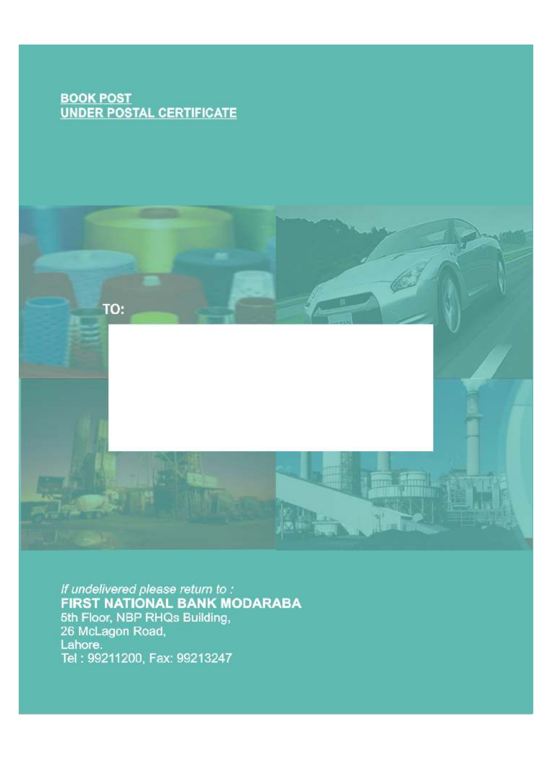**BOOK POST**
**UNDER POSTAL CERTIFICATE**

TO:

*If undelivered please return to :*

**FIRST NATIONAL BANK MODARABA**

5th Floor, NBP RHQs Building,
26 McLagon Road,
Lahore.
Tel : 99211200, Fax: 99213247